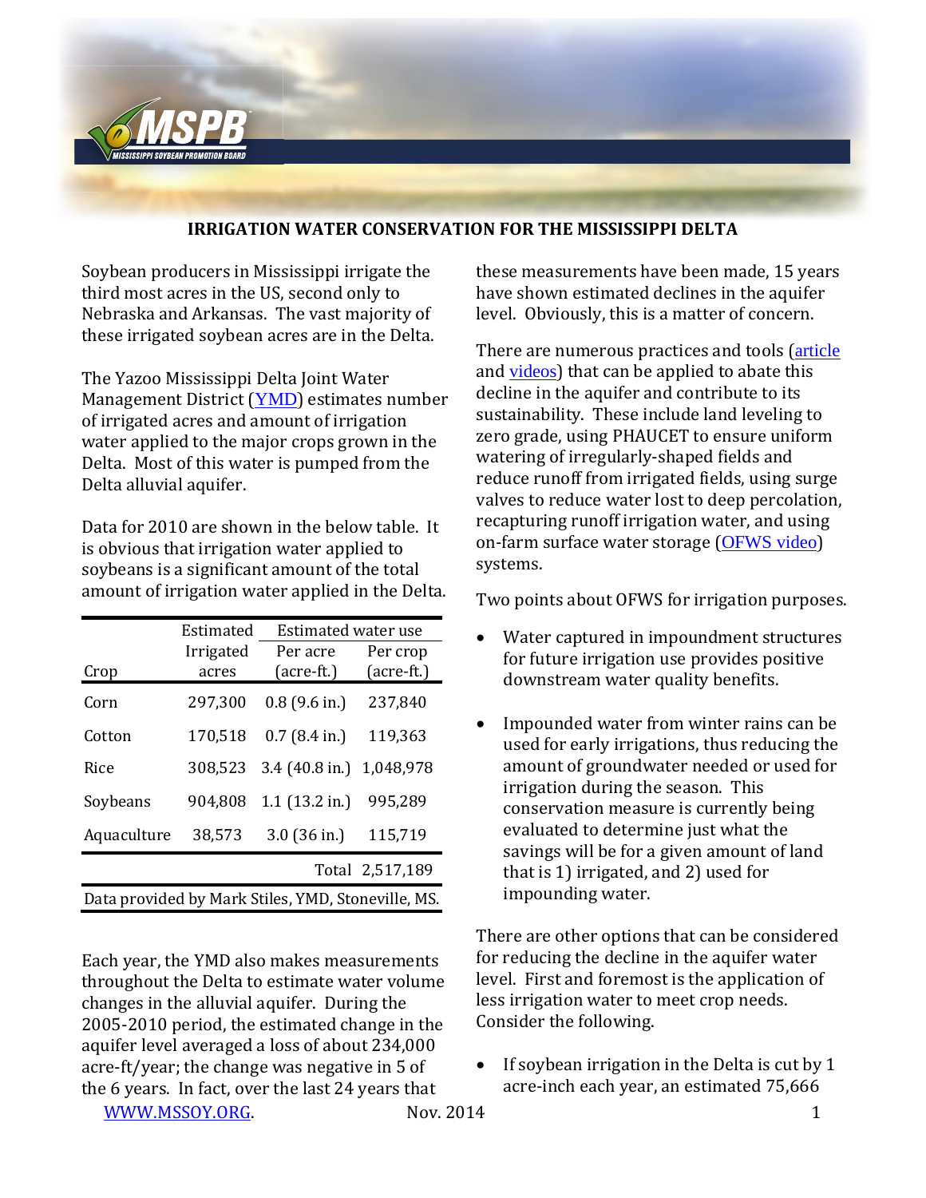# IRRIGATION WATER CONSERVATION FOR THE MISSISSIPPI DELTA

Soybean producers in Mississippi irrigate the third most acres in the US, second only to Nebraska and Arkansas. The vast majority of these irrigated soybean acres are in the Delta.

The Yazoo Mississippi Delta Joint Water Management District (YMD) estimates number of irrigated acres and amount of irrigation water applied to the major crops grown in the Delta. Most of this water is pumped from the Delta alluvial aquifer.

Data for 2010 are shown in the below table. It is obvious that irrigation water applied to soybeans is a significant amount of the total amount of irrigation water applied in the Delta.

| Crop | Estimated Irrigated acres | Estimated water use | |
|---|---|---|---|
| | | Per acre (acre-ft.) | Per crop (acre-ft.) |
| Corn | 297,300 | 0.8 (9.6 in.) | 237,840 |
| Cotton | 170,518 | 0.7 (8.4 in.) | 119,363 |
| Rice | 308,523 | 3.4 (40.8 in.) | 1,048,978 |
| Soybeans | 904,808 | 1.1 (13.2 in.) | 995,289 |
| Aquaculture | 38,573 | 3.0 (36 in.) | 115,719 |
| | | Total | 2,517,189 |

Data provided by Mark Stiles, YMD, Stoneville, MS.

Each year, the YMD also makes measurements throughout the Delta to estimate water volume changes in the alluvial aquifer. During the 2005-2010 period, the estimated change in the aquifer level averaged a loss of about 234,000 acre-ft/year; the change was negative in 5 of the 6 years. In fact, over the last 24 years that these measurements have been made, 15 years have shown estimated declines in the aquifer level. Obviously, this is a matter of concern.

There are numerous practices and tools (article and videos) that can be applied to abate this decline in the aquifer and contribute to its sustainability. These include land leveling to zero grade, using PHAUCET to ensure uniform watering of irregularly-shaped fields and reduce runoff from irrigated fields, using surge valves to reduce water lost to deep percolation, recapturing runoff irrigation water, and using on-farm surface water storage (OFWS video) systems.

Two points about OFWS for irrigation purposes.

- Water captured in impoundment structures for future irrigation use provides positive downstream water quality benefits.
- Impounded water from winter rains can be used for early irrigations, thus reducing the amount of groundwater needed or used for irrigation during the season. This conservation measure is currently being evaluated to determine just what the savings will be for a given amount of land that is 1) irrigated, and 2) used for impounding water.

There are other options that can be considered for reducing the decline in the aquifer water level. First and foremost is the application of less irrigation water to meet crop needs. Consider the following.

- If soybean irrigation in the Delta is cut by 1 acre-inch each year, an estimated 75,666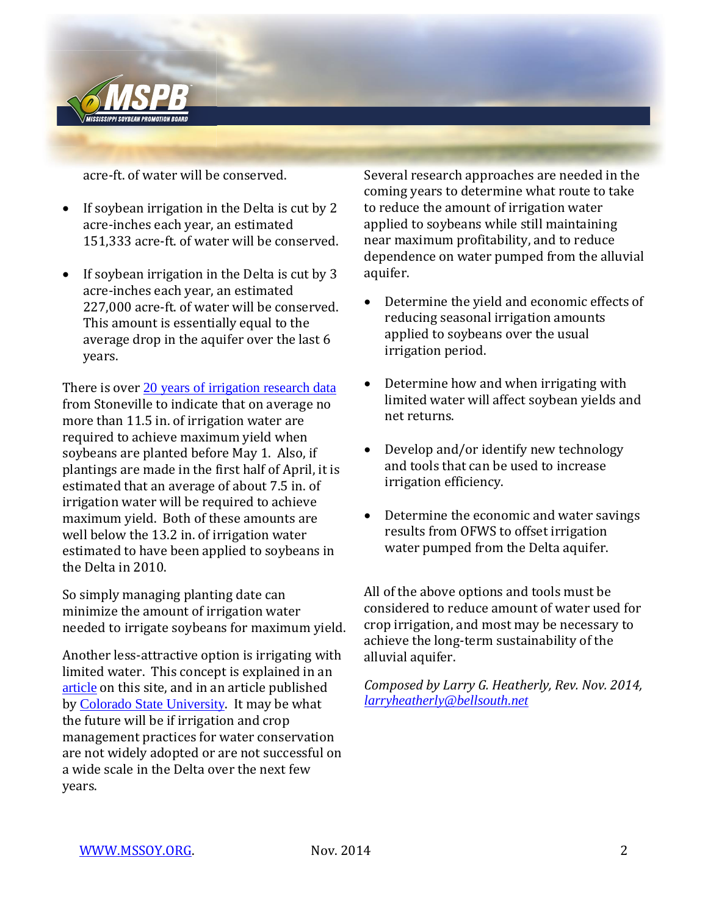acre-ft. of water will be conserved.

- If soybean irrigation in the Delta is cut by 2 acre-inches each year, an estimated 151,333 acre-ft. of water will be conserved.
- If soybean irrigation in the Delta is cut by 3 acre-inches each year, an estimated 227,000 acre-ft. of water will be conserved. This amount is essentially equal to the average drop in the aquifer over the last 6 years.

There is over 20 years of irrigation research data from Stoneville to indicate that on average no more than 11.5 in. of irrigation water are required to achieve maximum yield when soybeans are planted before May 1. Also, if plantings are made in the first half of April, it is estimated that an average of about 7.5 in. of irrigation water will be required to achieve maximum yield. Both of these amounts are well below the 13.2 in. of irrigation water estimated to have been applied to soybeans in the Delta in 2010.

So simply managing planting date can minimize the amount of irrigation water needed to irrigate soybeans for maximum yield.

Another less-attractive option is irrigating with limited water. This concept is explained in an article on this site, and in an article published by Colorado State University. It may be what the future will be if irrigation and crop management practices for water conservation are not widely adopted or are not successful on a wide scale in the Delta over the next few years.

Several research approaches are needed in the coming years to determine what route to take to reduce the amount of irrigation water applied to soybeans while still maintaining near maximum profitability, and to reduce dependence on water pumped from the alluvial aquifer.

- Determine the yield and economic effects of reducing seasonal irrigation amounts applied to soybeans over the usual irrigation period.
- Determine how and when irrigating with limited water will affect soybean yields and net returns.
- Develop and/or identify new technology and tools that can be used to increase irrigation efficiency.
- Determine the economic and water savings results from OFWS to offset irrigation water pumped from the Delta aquifer.

All of the above options and tools must be considered to reduce amount of water used for crop irrigation, and most may be necessary to achieve the long-term sustainability of the alluvial aquifer.

*Composed by Larry G. Heatherly, Rev. Nov. 2014, larryheatherly@bellsouth.net*